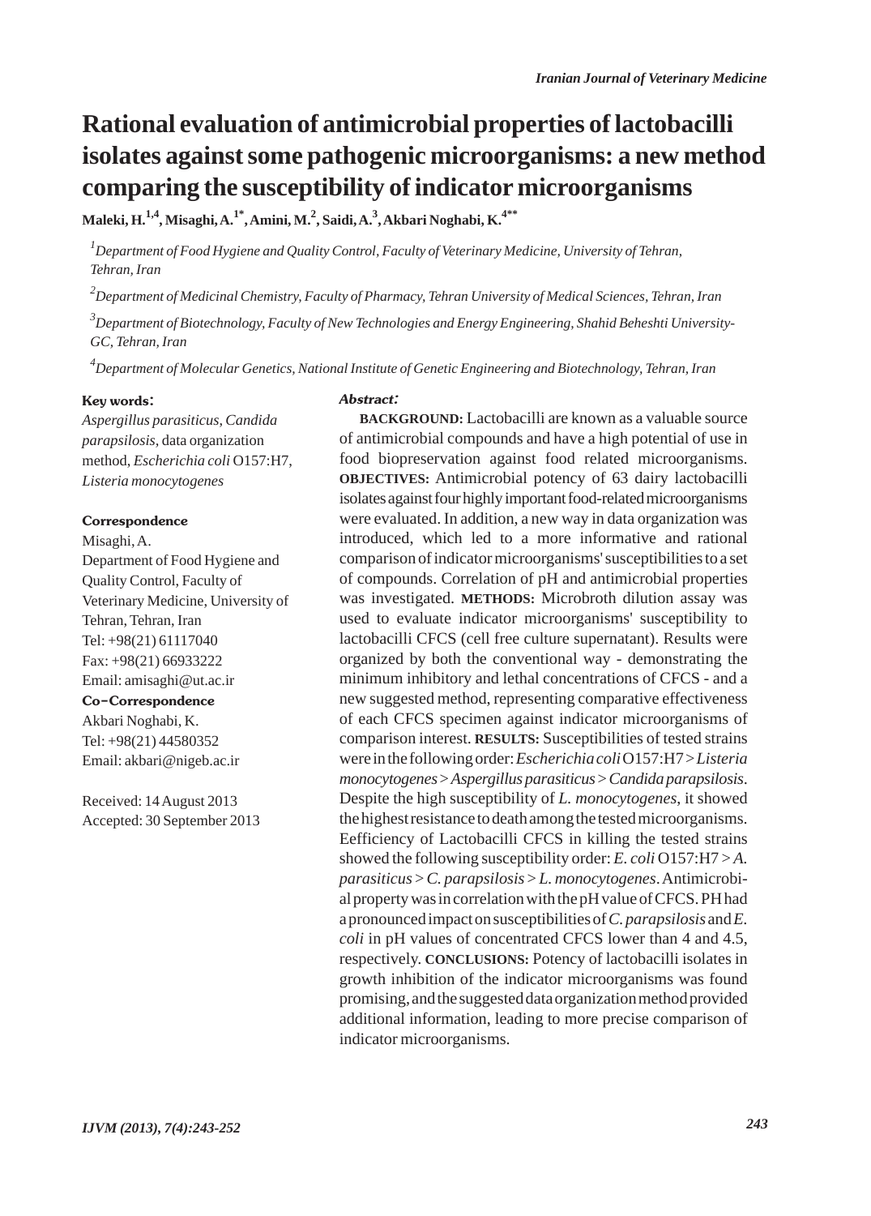# Rational evaluation of antimicrobial properties of lactobacilli isolates against some pathogenic microorganisms: a new method comparing the susceptibility of indicator microorganisms

**Maleki, H.[1,4], Misaghi, A.[1*], Amini, M.[2], Saidi, A.[3], Akbari Noghabi, K.[4**]**

[1]*Department of Food Hygiene and Quality Control, Faculty of Veterinary Medicine, University of Tehran, Tehran, Iran*

[2]*Department of Medicinal Chemistry, Faculty of Pharmacy, Tehran University of Medical Sciences, Tehran, Iran*

[3]*Department of Biotechnology, Faculty of New Technologies and Energy Engineering, Shahid Beheshti University-GC, Tehran, Iran*

[4]*Department of Molecular Genetics, National Institute of Genetic Engineering and Biotechnology, Tehran, Iran*

**Key words:**

*Aspergillus parasiticus*, *Candida parapsilosis*, data organization method, *Escherichia coli* O157:H7, *Listeria monocytogenes*

**Correspondence**

Misaghi, A.
Department of Food Hygiene and Quality Control, Faculty of Veterinary Medicine, University of Tehran, Tehran, Iran
Tel: +98(21) 61117040
Fax: +98(21) 66933222
Email: amisaghi@ut.ac.ir

**Co-Correspondence**

Akbari Noghabi, K.
Tel: +98(21) 44580352
Email: akbari@nigeb.ac.ir

Received: 14 August 2013
Accepted: 30 September 2013

***Abstract:***

**BACKGROUND:** Lactobacilli are known as a valuable source of antimicrobial compounds and have a high potential of use in food biopreservation against food related microorganisms. **OBJECTIVES:** Antimicrobial potency of 63 dairy lactobacilli isolates against four highly important food-related microorganisms were evaluated. In addition, a new way in data organization was introduced, which led to a more informative and rational comparison of indicator microorganisms' susceptibilities to a set of compounds. Correlation of pH and antimicrobial properties was investigated. **METHODS:** Microbroth dilution assay was used to evaluate indicator microorganisms' susceptibility to lactobacilli CFCS (cell free culture supernatant). Results were organized by both the conventional way - demonstrating the minimum inhibitory and lethal concentrations of CFCS - and a new suggested method, representing comparative effectiveness of each CFCS specimen against indicator microorganisms of comparison interest. **RESULTS:** Susceptibilities of tested strains were in the following order: *Escherichia coli* O157:H7 > *Listeria monocytogenes* > *Aspergillus parasiticus* > *Candida parapsilosis*. Despite the high susceptibility of *L. monocytogenes*, it showed the highest resistance to death among the tested microorganisms. Eefficiency of Lactobacilli CFCS in killing the tested strains showed the following susceptibility order: *E. coli* O157:H7 > *A. parasiticus* > *C. parapsilosis* > *L. monocytogenes*. Antimicrobial property was in correlation with the pH value of CFCS. PH had a pronounced impact on susceptibilities of *C. parapsilosis* and *E. coli* in pH values of concentrated CFCS lower than 4 and 4.5, respectively. **CONCLUSIONS:** Potency of lactobacilli isolates in growth inhibition of the indicator microorganisms was found promising, and the suggested data organization method provided additional information, leading to more precise comparison of indicator microorganisms.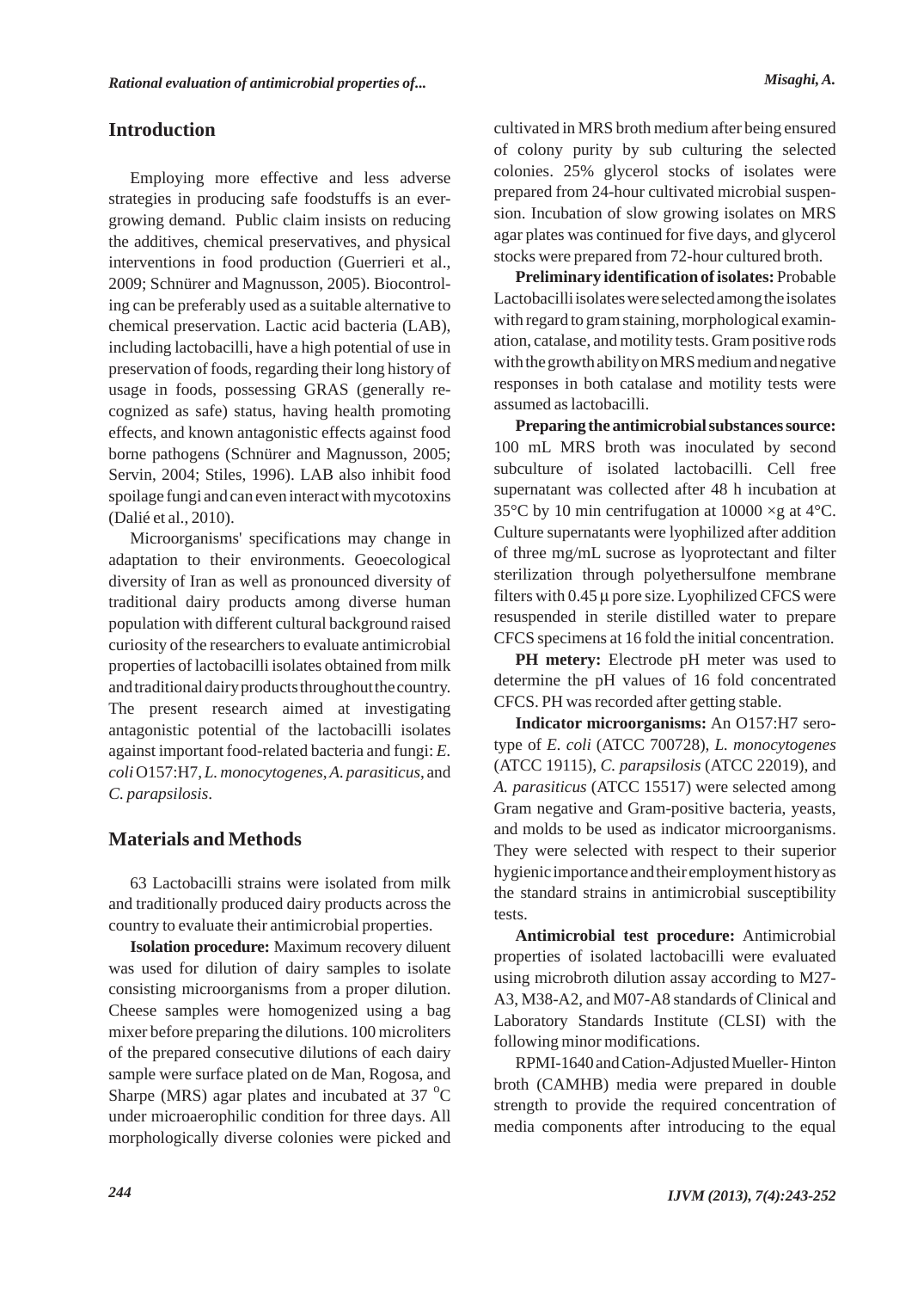## Introduction

Employing more effective and less adverse strategies in producing safe foodstuffs is an ever-growing demand. Public claim insists on reducing the additives, chemical preservatives, and physical interventions in food production (Guerrieri et al., 2009; Schnürer and Magnusson, 2005). Biocontroling can be preferably used as a suitable alternative to chemical preservation. Lactic acid bacteria (LAB), including lactobacilli, have a high potential of use in preservation of foods, regarding their long history of usage in foods, possessing GRAS (generally recognized as safe) status, having health promoting effects, and known antagonistic effects against food borne pathogens (Schnürer and Magnusson, 2005; Servin, 2004; Stiles, 1996). LAB also inhibit food spoilage fungi and can even interact with mycotoxins (Dalié et al., 2010).

Microorganisms' specifications may change in adaptation to their environments. Geoecological diversity of Iran as well as pronounced diversity of traditional dairy products among diverse human population with different cultural background raised curiosity of the researchers to evaluate antimicrobial properties of lactobacilli isolates obtained from milk and traditional dairy products throughout the country. The present research aimed at investigating antagonistic potential of the lactobacilli isolates against important food-related bacteria and fungi: *E. coli* O157:H7, *L. monocytogenes*, *A. parasiticus*, and *C. parapsilosis*.

## Materials and Methods

63 Lactobacilli strains were isolated from milk and traditionally produced dairy products across the country to evaluate their antimicrobial properties.

**Isolation procedure:** Maximum recovery diluent was used for dilution of dairy samples to isolate consisting microorganisms from a proper dilution. Cheese samples were homogenized using a bag mixer before preparing the dilutions. 100 microliters of the prepared consecutive dilutions of each dairy sample were surface plated on de Man, Rogosa, and Sharpe (MRS) agar plates and incubated at 37 $^{o}$C under microaerophilic condition for three days. All morphologically diverse colonies were picked and cultivated in MRS broth medium after being ensured of colony purity by sub culturing the selected colonies. 25% glycerol stocks of isolates were prepared from 24-hour cultivated microbial suspension. Incubation of slow growing isolates on MRS agar plates was continued for five days, and glycerol stocks were prepared from 72-hour cultured broth.

**Preliminary identification of isolates:** Probable Lactobacilli isolates were selected among the isolates with regard to gram staining, morphological examination, catalase, and motility tests. Gram positive rods with the growth ability on MRS medium and negative responses in both catalase and motility tests were assumed as lactobacilli.

**Preparing the antimicrobial substances source:** 100 mL MRS broth was inoculated by second subculture of isolated lactobacilli. Cell free supernatant was collected after 48 h incubation at 35°C by 10 min centrifugation at 10000 ×g at 4°C. Culture supernatants were lyophilized after addition of three mg/mL sucrose as lyoprotectant and filter sterilization through polyethersulfone membrane filters with 0.45 µ pore size. Lyophilized CFCS were resuspended in sterile distilled water to prepare CFCS specimens at 16 fold the initial concentration.

**PH metery:** Electrode pH meter was used to determine the pH values of 16 fold concentrated CFCS. PH was recorded after getting stable.

**Indicator microorganisms:** An O157:H7 serotype of *E. coli* (ATCC 700728), *L. monocytogenes* (ATCC 19115), *C. parapsilosis* (ATCC 22019), and *A. parasiticus* (ATCC 15517) were selected among Gram negative and Gram-positive bacteria, yeasts, and molds to be used as indicator microorganisms. They were selected with respect to their superior hygienic importance and their employment history as the standard strains in antimicrobial susceptibility tests.

**Antimicrobial test procedure:** Antimicrobial properties of isolated lactobacilli were evaluated using microbroth dilution assay according to M27-A3, M38-A2, and M07-A8 standards of Clinical and Laboratory Standards Institute (CLSI) with the following minor modifications.

RPMI-1640 and Cation-Adjusted Mueller-Hinton broth (CAMHB) media were prepared in double strength to provide the required concentration of media components after introducing to the equal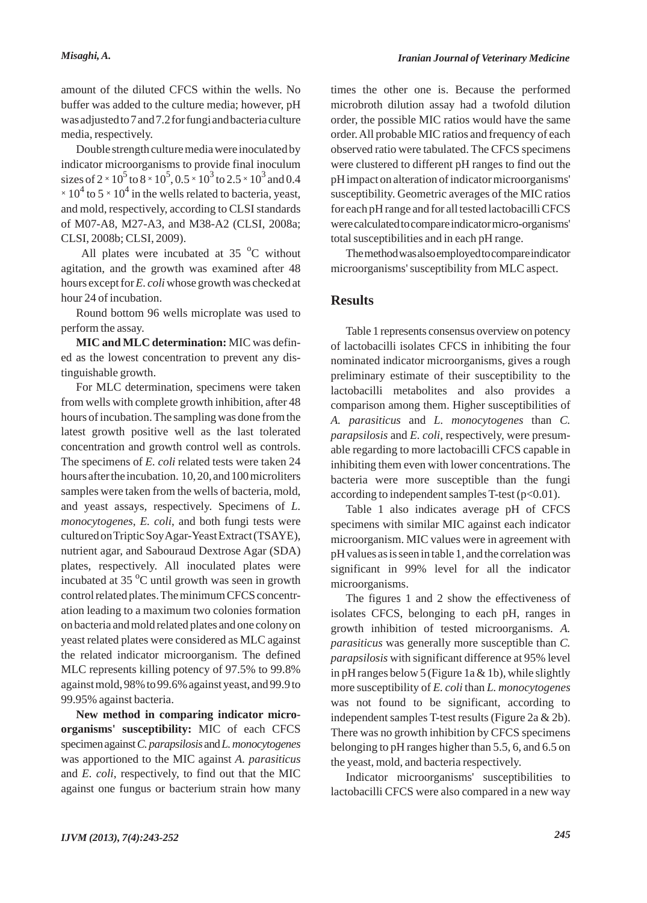amount of the diluted CFCS within the wells. No buffer was added to the culture media; however, pH was adjusted to 7 and 7.2 for fungi and bacteria culture media, respectively.

Double strength culture media were inoculated by indicator microorganisms to provide final inoculum sizes of $2 \times 10^5$ to $8 \times 10^5$, $0.5 \times 10^3$ to $2.5 \times 10^3$ and $0.4 \times 10^4$ to $5 \times 10^4$ in the wells related to bacteria, yeast, and mold, respectively, according to CLSI standards of M07-A8, M27-A3, and M38-A2 (CLSI, 2008a; CLSI, 2008b; CLSI, 2009).

All plates were incubated at 35 °C without agitation, and the growth was examined after 48 hours except for *E. coli* whose growth was checked at hour 24 of incubation.

Round bottom 96 wells microplate was used to perform the assay.

**MIC and MLC determination:** MIC was defined as the lowest concentration to prevent any distinguishable growth.

For MLC determination, specimens were taken from wells with complete growth inhibition, after 48 hours of incubation. The sampling was done from the latest growth positive well as the last tolerated concentration and growth control well as controls. The specimens of *E. coli* related tests were taken 24 hours after the incubation. 10, 20, and 100 microliters samples were taken from the wells of bacteria, mold, and yeast assays, respectively. Specimens of *L. monocytogenes*, *E. coli*, and both fungi tests were cultured on Triptic Soy Agar-Yeast Extract (TSAYE), nutrient agar, and Sabouraud Dextrose Agar (SDA) plates, respectively. All inoculated plates were incubated at 35 °C until growth was seen in growth control related plates. The minimum CFCS concentration leading to a maximum two colonies formation on bacteria and mold related plates and one colony on yeast related plates were considered as MLC against the related indicator microorganism. The defined MLC represents killing potency of 97.5% to 99.8% against mold, 98% to 99.6% against yeast, and 99.9 to 99.95% against bacteria.

**New method in comparing indicator microorganisms' susceptibility:** MIC of each CFCS specimen against *C. parapsilosis* and *L. monocytogenes* was apportioned to the MIC against *A. parasiticus* and *E. coli*, respectively, to find out that the MIC against one fungus or bacterium strain how many times the other one is. Because the performed microbroth dilution assay had a twofold dilution order, the possible MIC ratios would have the same order. All probable MIC ratios and frequency of each observed ratio were tabulated. The CFCS specimens were clustered to different pH ranges to find out the pH impact on alteration of indicator microorganisms' susceptibility. Geometric averages of the MIC ratios for each pH range and for all tested lactobacilli CFCS were calculated to compare indicator micro-organisms' total susceptibilities and in each pH range.

The method was also employed to compare indicator microorganisms' susceptibility from MLC aspect.

## Results

Table 1 represents consensus overview on potency of lactobacilli isolates CFCS in inhibiting the four nominated indicator microorganisms, gives a rough preliminary estimate of their susceptibility to the lactobacilli metabolites and also provides a comparison among them. Higher susceptibilities of *A. parasiticus* and *L. monocytogenes* than *C. parapsilosis* and *E. coli*, respectively, were presumable regarding to more lactobacilli CFCS capable in inhibiting them even with lower concentrations. The bacteria were more susceptible than the fungi according to independent samples T-test ($p<0.01$).

Table 1 also indicates average pH of CFCS specimens with similar MIC against each indicator microorganism. MIC values were in agreement with pH values as is seen in table 1, and the correlation was significant in 99% level for all the indicator microorganisms.

The figures 1 and 2 show the effectiveness of isolates CFCS, belonging to each pH, ranges in growth inhibition of tested microorganisms. *A. parasiticus* was generally more susceptible than *C. parapsilosis* with significant difference at 95% level in pH ranges below 5 (Figure 1a & 1b), while slightly more susceptibility of *E. coli* than *L. monocytogenes* was not found to be significant, according to independent samples T-test results (Figure 2a & 2b). There was no growth inhibition by CFCS specimens belonging to pH ranges higher than 5.5, 6, and 6.5 on the yeast, mold, and bacteria respectively.

Indicator microorganisms' susceptibilities to lactobacilli CFCS were also compared in a new way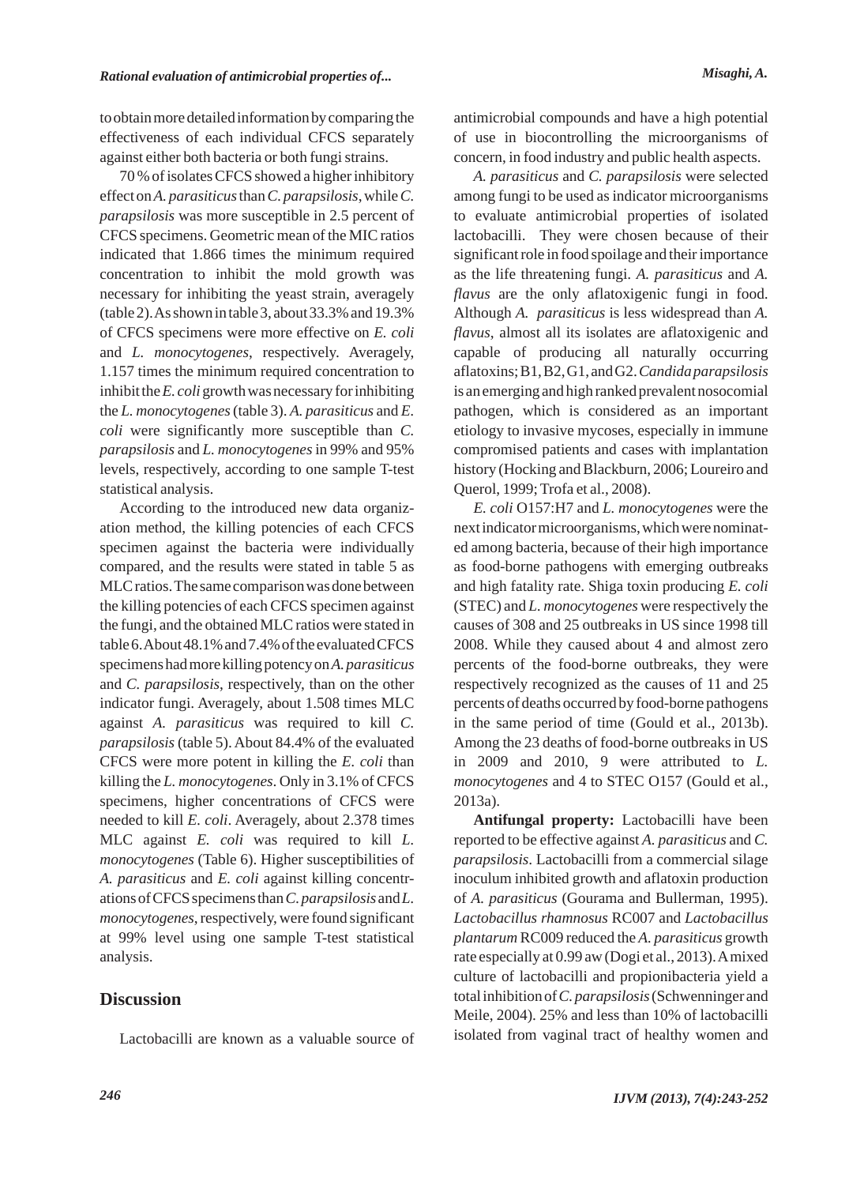to obtain more detailed information by comparing the effectiveness of each individual CFCS separately against either both bacteria or both fungi strains.

70 % of isolates CFCS showed a higher inhibitory effect on *A. parasiticus* than *C. parapsilosis*, while *C. parapsilosis* was more susceptible in 2.5 percent of CFCS specimens. Geometric mean of the MIC ratios indicated that 1.866 times the minimum required concentration to inhibit the mold growth was necessary for inhibiting the yeast strain, averagely (table 2). As shown in table 3, about 33.3% and 19.3% of CFCS specimens were more effective on *E. coli* and *L. monocytogenes*, respectively. Averagely, 1.157 times the minimum required concentration to inhibit the *E. coli* growth was necessary for inhibiting the *L. monocytogenes* (table 3). *A. parasiticus* and *E. coli* were significantly more susceptible than *C. parapsilosis* and *L. monocytogenes* in 99% and 95% levels, respectively, according to one sample T-test statistical analysis.

According to the introduced new data organization method, the killing potencies of each CFCS specimen against the bacteria were individually compared, and the results were stated in table 5 as MLC ratios. The same comparison was done between the killing potencies of each CFCS specimen against the fungi, and the obtained MLC ratios were stated in table 6. About 48.1% and 7.4% of the evaluated CFCS specimens had more killing potency on *A. parasiticus* and *C. parapsilosis*, respectively, than on the other indicator fungi. Averagely, about 1.508 times MLC against *A. parasiticus* was required to kill *C. parapsilosis* (table 5). About 84.4% of the evaluated CFCS were more potent in killing the *E. coli* than killing the *L. monocytogenes*. Only in 3.1% of CFCS specimens, higher concentrations of CFCS were needed to kill *E. coli*. Averagely, about 2.378 times MLC against *E. coli* was required to kill *L. monocytogenes* (Table 6). Higher susceptibilities of *A. parasiticus* and *E. coli* against killing concentrations of CFCS specimens than *C. parapsilosis* and *L. monocytogenes*, respectively, were found significant at 99% level using one sample T-test statistical analysis.

## Discussion

Lactobacilli are known as a valuable source of antimicrobial compounds and have a high potential of use in biocontrolling the microorganisms of concern, in food industry and public health aspects.

*A. parasiticus* and *C. parapsilosis* were selected among fungi to be used as indicator microorganisms to evaluate antimicrobial properties of isolated lactobacilli. They were chosen because of their significant role in food spoilage and their importance as the life threatening fungi. *A. parasiticus* and *A. flavus* are the only aflatoxigenic fungi in food. Although *A. parasiticus* is less widespread than *A. flavus*, almost all its isolates are aflatoxigenic and capable of producing all naturally occurring aflatoxins; B1, B2, G1, and G2. *Candida parapsilosis* is an emerging and high ranked prevalent nosocomial pathogen, which is considered as an important etiology to invasive mycoses, especially in immune compromised patients and cases with implantation history (Hocking and Blackburn, 2006; Loureiro and Querol, 1999; Trofa et al., 2008).

*E. coli* O157:H7 and *L. monocytogenes* were the next indicator microorganisms, which were nominated among bacteria, because of their high importance as food-borne pathogens with emerging outbreaks and high fatality rate. Shiga toxin producing *E. coli* (STEC) and *L. monocytogenes* were respectively the causes of 308 and 25 outbreaks in US since 1998 till 2008. While they caused about 4 and almost zero percents of the food-borne outbreaks, they were respectively recognized as the causes of 11 and 25 percents of deaths occurred by food-borne pathogens in the same period of time (Gould et al., 2013b). Among the 23 deaths of food-borne outbreaks in US in 2009 and 2010, 9 were attributed to *L. monocytogenes* and 4 to STEC O157 (Gould et al., 2013a).

**Antifungal property:** Lactobacilli have been reported to be effective against *A. parasiticus* and *C. parapsilosis*. Lactobacilli from a commercial silage inoculum inhibited growth and aflatoxin production of *A. parasiticus* (Gourama and Bullerman, 1995). *Lactobacillus rhamnosus* RC007 and *Lactobacillus plantarum* RC009 reduced the *A. parasiticus* growth rate especially at 0.99 aw (Dogi et al., 2013). A mixed culture of lactobacilli and propionibacteria yield a total inhibition of *C. parapsilosis* (Schwenninger and Meile, 2004). 25% and less than 10% of lactobacilli isolated from vaginal tract of healthy women and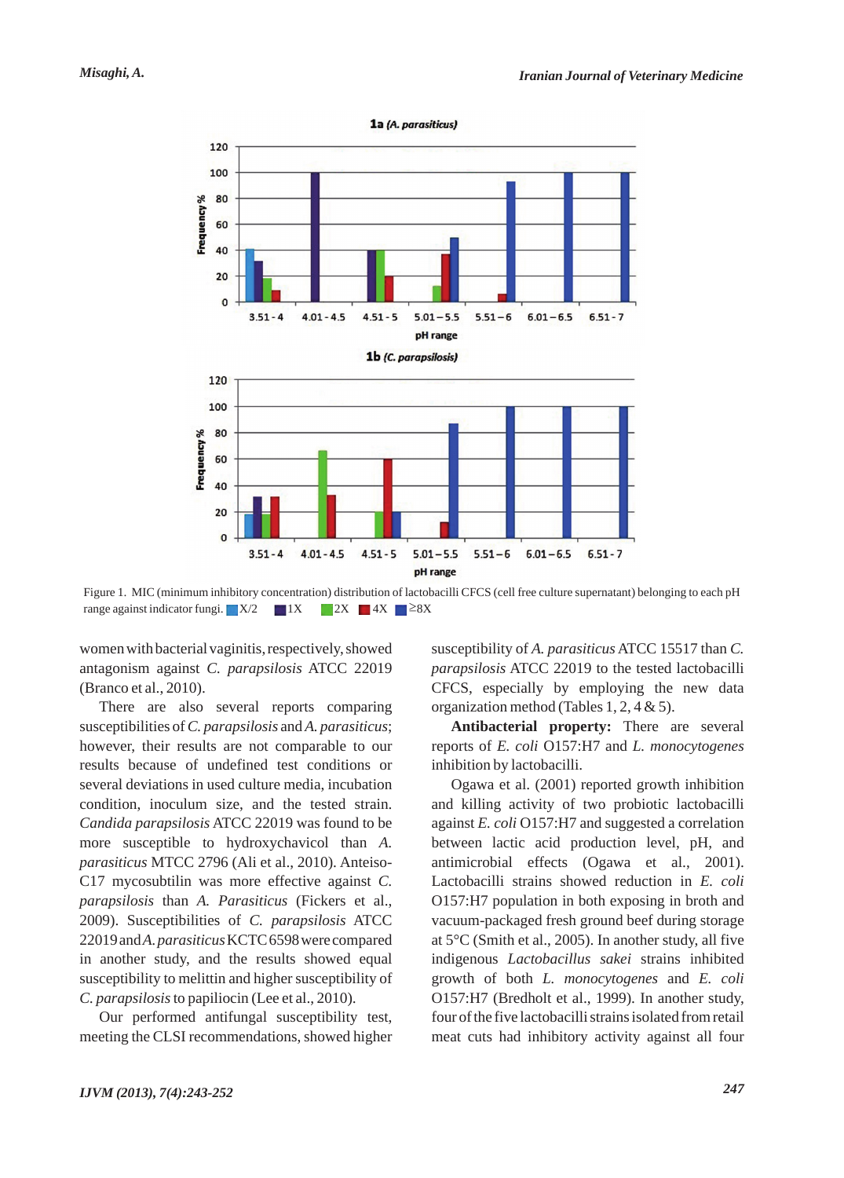Figure 1. MIC (minimum inhibitory concentration) distribution of lactobacilli CFCS (cell free culture supernatant) belonging to each pH range against indicator fungi. X/2 1X 2X 4X ≥8X

women with bacterial vaginitis, respectively, showed antagonism against *C. parapsilosis* ATCC 22019 (Branco et al., 2010).

There are also several reports comparing susceptibilities of *C. parapsilosis* and *A. parasiticus*; however, their results are not comparable to our results because of undefined test conditions or several deviations in used culture media, incubation condition, inoculum size, and the tested strain. *Candida parapsilosis* ATCC 22019 was found to be more susceptible to hydroxychavicol than *A. parasiticus* MTCC 2796 (Ali et al., 2010). Anteiso-C17 mycosubtilin was more effective against *C. parapsilosis* than *A. Parasiticus* (Fickers et al., 2009). Susceptibilities of *C. parapsilosis* ATCC 22019 and *A. parasiticus* KCTC 6598 were compared in another study, and the results showed equal susceptibility to melittin and higher susceptibility of *C. parapsilosis* to papiliocin (Lee et al., 2010).

Our performed antifungal susceptibility test, meeting the CLSI recommendations, showed higher susceptibility of *A. parasiticus* ATCC 15517 than *C. parapsilosis* ATCC 22019 to the tested lactobacilli CFCS, especially by employing the new data organization method (Tables 1, 2, 4 & 5).

**Antibacterial property:** There are several reports of *E. coli* O157:H7 and *L. monocytogenes* inhibition by lactobacilli.

Ogawa et al. (2001) reported growth inhibition and killing activity of two probiotic lactobacilli against *E. coli* O157:H7 and suggested a correlation between lactic acid production level, pH, and antimicrobial effects (Ogawa et al., 2001). Lactobacilli strains showed reduction in *E. coli* O157:H7 population in both exposing in broth and vacuum-packaged fresh ground beef during storage at 5°C (Smith et al., 2005). In another study, all five indigenous *Lactobacillus sakei* strains inhibited growth of both *L. monocytogenes* and *E. coli* O157:H7 (Bredholt et al., 1999). In another study, four of the five lactobacilli strains isolated from retail meat cuts had inhibitory activity against all four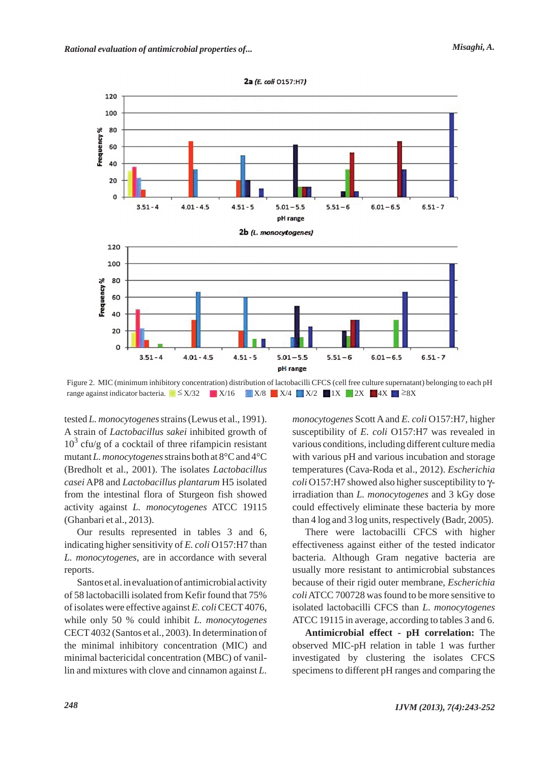Figure 2. MIC (minimum inhibitory concentration) distribution of lactobacilli CFCS (cell free culture supernatant) belonging to each pH range against indicator bacteria. ≤X/32 X/16 X/8 X/4 X/2 1X 2X 4X ≥8X

tested *L. monocytogenes* strains (Lewus et al., 1991). A strain of *Lactobacillus sakei* inhibited growth of $10^3$ cfu/g of a cocktail of three rifampicin resistant mutant *L. monocytogenes* strains both at 8°C and 4°C (Bredholt et al., 2001). The isolates *Lactobacillus casei* AP8 and *Lactobacillus plantarum* H5 isolated from the intestinal flora of Sturgeon fish showed activity against *L. monocytogenes* ATCC 19115 (Ghanbari et al., 2013).

Our results represented in tables 3 and 6, indicating higher sensitivity of *E. coli* O157:H7 than *L. monocytogenes*, are in accordance with several reports.

Santos et al. in evaluation of antimicrobial activity of 58 lactobacilli isolated from Kefir found that 75% of isolates were effective against *E. coli* CECT 4076, while only 50 % could inhibit *L. monocytogenes* CECT 4032 (Santos et al., 2003). In determination of the minimal inhibitory concentration (MIC) and minimal bactericidal concentration (MBC) of vanillin and mixtures with clove and cinnamon against *L. monocytogenes* Scott A and *E. coli* O157:H7, higher susceptibility of *E. coli* O157:H7 was revealed in various conditions, including different culture media with various pH and various incubation and storage temperatures (Cava-Roda et al., 2012). *Escherichia coli* O157:H7 showed also higher susceptibility to γ-irradiation than *L. monocytogenes* and 3 kGy dose could effectively eliminate these bacteria by more than 4 log and 3 log units, respectively (Badr, 2005).

There were lactobacilli CFCS with higher effectiveness against either of the tested indicator bacteria. Although Gram negative bacteria are usually more resistant to antimicrobial substances because of their rigid outer membrane, *Escherichia coli* ATCC 700728 was found to be more sensitive to isolated lactobacilli CFCS than *L. monocytogenes* ATCC 19115 in average, according to tables 3 and 6.

**Antimicrobial effect - pH correlation:** The observed MIC-pH relation in table 1 was further investigated by clustering the isolates CFCS specimens to different pH ranges and comparing the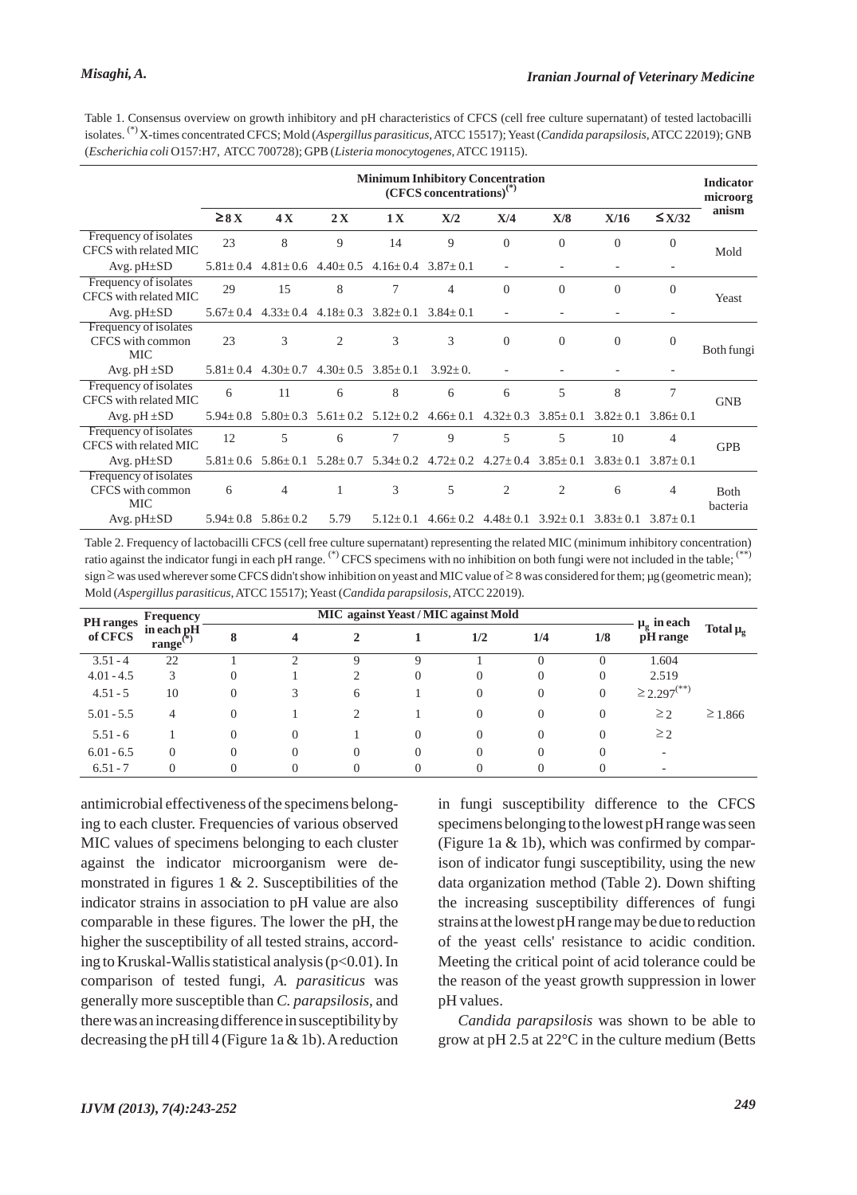Table 1. Consensus overview on growth inhibitory and pH characteristics of CFCS (cell free culture supernatant) of tested lactobacilli isolates. (*) X-times concentrated CFCS; Mold (*Aspergillus parasiticus*, ATCC 15517); Yeast (*Candida parapsilosis*, ATCC 22019); GNB (*Escherichia coli* O157:H7, ATCC 700728); GPB (*Listeria monocytogenes*, ATCC 19115).

| | Minimum Inhibitory Concentration (CFCS concentrations)(*) | | | | | | | | | Indicator microorganism |
|---|---|---|---|---|---|---|---|---|---|---|
| | ≥8X | 4X | 2X | 1X | X/2 | X/4 | X/8 | X/16 | ≤X/32 | |
| Frequency of isolates CFCS with related MIC | 23 | 8 | 9 | 14 | 9 | 0 | 0 | 0 | 0 | Mold |
| Avg. pH±SD | 5.81± 0.4 | 4.81± 0.6 | 4.40± 0.5 | 4.16± 0.4 | 3.87± 0.1 | - | - | - | - | |
| Frequency of isolates CFCS with related MIC | 29 | 15 | 8 | 7 | 4 | 0 | 0 | 0 | 0 | Yeast |
| Avg. pH±SD | 5.67± 0.4 | 4.33± 0.4 | 4.18± 0.3 | 3.82± 0.1 | 3.84± 0.1 | - | - | - | - | |
| Frequency of isolates CFCS with common MIC | 23 | 3 | 2 | 3 | 3 | 0 | 0 | 0 | 0 | Both fungi |
| Avg. pH ±SD | 5.81± 0.4 | 4.30± 0.7 | 4.30± 0.5 | 3.85± 0.1 | 3.92± 0. | - | - | - | - | |
| Frequency of isolates CFCS with related MIC | 6 | 11 | 6 | 8 | 6 | 6 | 5 | 8 | 7 | GNB |
| Avg. pH ±SD | 5.94± 0.8 | 5.80± 0.3 | 5.61± 0.2 | 5.12± 0.2 | 4.66± 0.1 | 4.32± 0.3 | 3.85± 0.1 | 3.82± 0.1 | 3.86± 0.1 | |
| Frequency of isolates CFCS with related MIC | 12 | 5 | 6 | 7 | 9 | 5 | 5 | 10 | 4 | GPB |
| Avg. pH±SD | 5.81± 0.6 | 5.86± 0.1 | 5.28± 0.7 | 5.34± 0.2 | 4.72± 0.2 | 4.27± 0.4 | 3.85± 0.1 | 3.83± 0.1 | 3.87± 0.1 | |
| Frequency of isolates CFCS with common MIC | 6 | 4 | 1 | 3 | 5 | 2 | 2 | 6 | 4 | Both bacteria |
| Avg. pH±SD | 5.94± 0.8 | 5.86± 0.2 | 5.79 | 5.12± 0.1 | 4.66± 0.2 | 4.48± 0.1 | 3.92± 0.1 | 3.83± 0.1 | 3.87± 0.1 | |

Table 2. Frequency of lactobacilli CFCS (cell free culture supernatant) representing the related MIC (minimum inhibitory concentration) ratio against the indicator fungi in each pH range. (*) CFCS specimens with no inhibition on both fungi were not included in the table; (**) sign ≥ was used wherever some CFCS didn't show inhibition on yeast and MIC value of ≥ 8 was considered for them; μg (geometric mean); Mold (*Aspergillus parasiticus*, ATCC 15517); Yeast (*Candida parapsilosis*, ATCC 22019).

| PH ranges of CFCS | Frequency in each pH range(*) | MIC against Yeast / MIC against Mold | | | | | | | $\mu_g$ in each pH range | Total $\mu_g$ |
|---|---|---|---|---|---|---|---|---|---|---|
| | | 8 | 4 | 2 | 1 | 1/2 | 1/4 | 1/8 | | |
| 3.51 - 4 | 22 | 1 | 2 | 9 | 9 | 1 | 0 | 0 | 1.604 | |
| 4.01 - 4.5 | 3 | 0 | 1 | 2 | 0 | 0 | 0 | 0 | 2.519 | |
| 4.51 - 5 | 10 | 0 | 3 | 6 | 1 | 0 | 0 | 0 | ≥ 2.297(**) | |
| 5.01 - 5.5 | 4 | 0 | 1 | 2 | 1 | 0 | 0 | 0 | ≥ 2 | ≥ 1.866 |
| 5.51 - 6 | 1 | 0 | 0 | 1 | 0 | 0 | 0 | 0 | ≥ 2 | |
| 6.01 - 6.5 | 0 | 0 | 0 | 0 | 0 | 0 | 0 | 0 | - | |
| 6.51 - 7 | 0 | 0 | 0 | 0 | 0 | 0 | 0 | 0 | - | |

antimicrobial effectiveness of the specimens belonging to each cluster. Frequencies of various observed MIC values of specimens belonging to each cluster against the indicator microorganism were demonstrated in figures 1 & 2. Susceptibilities of the indicator strains in association to pH value are also comparable in these figures. The lower the pH, the higher the susceptibility of all tested strains, according to Kruskal-Wallis statistical analysis ($p<0.01$). In comparison of tested fungi, *A. parasiticus* was generally more susceptible than *C. parapsilosis*, and there was an increasing difference in susceptibility by decreasing the pH till 4 (Figure 1a & 1b). A reduction in fungi susceptibility difference to the CFCS specimens belonging to the lowest pH range was seen (Figure 1a & 1b), which was confirmed by comparison of indicator fungi susceptibility, using the new data organization method (Table 2). Down shifting the increasing susceptibility differences of fungi strains at the lowest pH range may be due to reduction of the yeast cells' resistance to acidic condition. Meeting the critical point of acid tolerance could be the reason of the yeast growth suppression in lower pH values.

*Candida parapsilosis* was shown to be able to grow at pH 2.5 at 22°C in the culture medium (Betts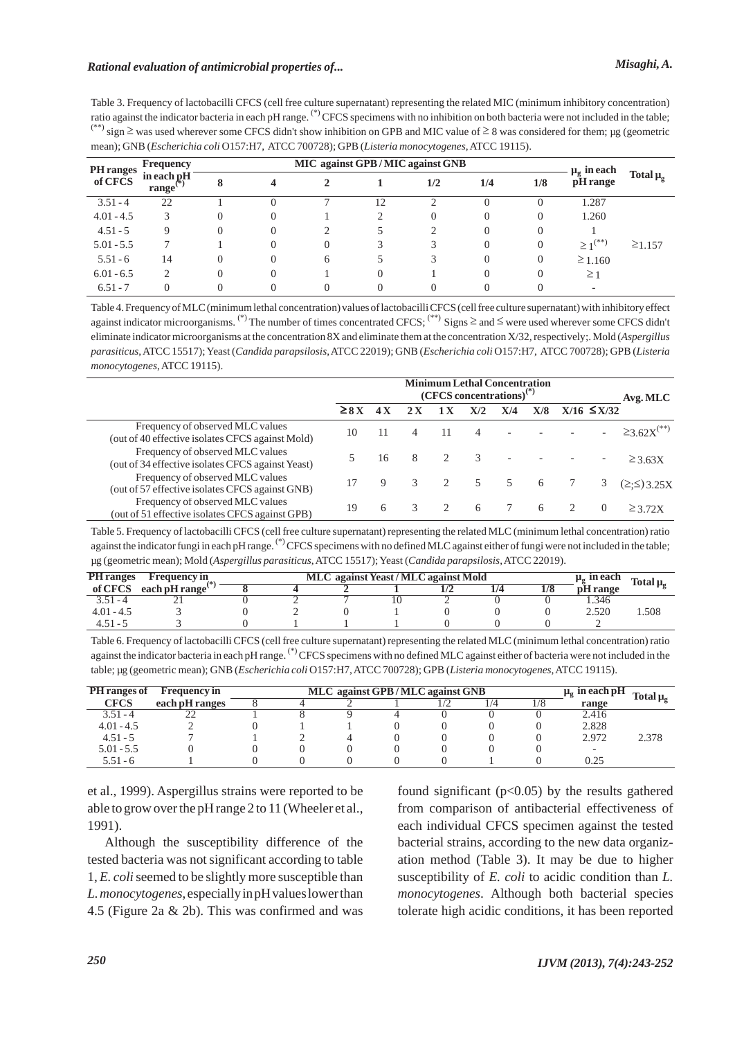Table 3. Frequency of lactobacilli CFCS (cell free culture supernatant) representing the related MIC (minimum inhibitory concentration) ratio against the indicator bacteria in each pH range. (*) CFCS specimens with no inhibition on both bacteria were not included in the table; (**) sign ≥ was used wherever some CFCS didn't show inhibition on GPB and MIC value of ≥ 8 was considered for them; μg (geometric mean); GNB (*Escherichia coli* O157:H7, ATCC 700728); GPB (*Listeria monocytogenes*, ATCC 19115).

| PH ranges of CFCS | Frequency in each pH range(*) | MIC against GPB / MIC against GNB | | | | | | | $\mu_g$ in each pH range | Total $\mu_g$ |
|---|---|---|---|---|---|---|---|---|---|---|
| | | 8 | 4 | 2 | 1 | 1/2 | 1/4 | 1/8 | | |
| 3.51 - 4 | 22 | 1 | 0 | 7 | 12 | 2 | 0 | 0 | 1.287 | |
| 4.01 - 4.5 | 3 | 0 | 0 | 1 | 2 | 0 | 0 | 0 | 1.260 | |
| 4.51 - 5 | 9 | 0 | 0 | 2 | 5 | 2 | 0 | 0 | 1 | |
| 5.01 - 5.5 | 7 | 1 | 0 | 0 | 3 | 3 | 0 | 0 | ≥ 1(**) | ≥1.157 |
| 5.51 - 6 | 14 | 0 | 0 | 6 | 5 | 3 | 0 | 0 | ≥ 1.160 | |
| 6.01 - 6.5 | 2 | 0 | 0 | 1 | 0 | 1 | 0 | 0 | ≥ 1 | |
| 6.51 - 7 | 0 | 0 | 0 | 0 | 0 | 0 | 0 | 0 | - | |

Table 4. Frequency of MLC (minimum lethal concentration) values of lactobacilli CFCS (cell free culture supernatant) with inhibitory effect against indicator microorganisms. (*) The number of times concentrated CFCS; (**) Signs ≥ and ≤ were used wherever some CFCS didn't eliminate indicator microorganisms at the concentration 8X and eliminate them at the concentration X/32, respectively;. Mold (*Aspergillus parasiticus*, ATCC 15517); Yeast (*Candida parapsilosis*, ATCC 22019); GNB (*Escherichia coli* O157:H7, ATCC 700728); GPB (*Listeria monocytogenes*, ATCC 19115).

| | Minimum Lethal Concentration (CFCS concentrations)(*) | | | | | | | | | Avg. MLC |
|---|---|---|---|---|---|---|---|---|---|---|
| | ≥ 8 X | 4 X | 2 X | 1 X | X/2 | X/4 | X/8 | X/16 | ≤ X/32 | |
| Frequency of observed MLC values (out of 40 effective isolates CFCS against Mold) | 10 | 11 | 4 | 11 | 4 | - | - | - | - | ≥3.62X(**) |
| Frequency of observed MLC values (out of 34 effective isolates CFCS against Yeast) | 5 | 16 | 8 | 2 | 3 | - | - | - | - | ≥ 3.63X |
| Frequency of observed MLC values (out of 57 effective isolates CFCS against GNB) | 17 | 9 | 3 | 2 | 5 | 5 | 6 | 7 | 3 | (≥;≤) 3.25X |
| Frequency of observed MLC values (out of 51 effective isolates CFCS against GPB) | 19 | 6 | 3 | 2 | 6 | 7 | 6 | 2 | 0 | ≥ 3.72X |

Table 5. Frequency of lactobacilli CFCS (cell free culture supernatant) representing the related MLC (minimum lethal concentration) ratio against the indicator fungi in each pH range. (*) CFCS specimens with no defined MLC against either of fungi were not included in the table; μg (geometric mean); Mold (*Aspergillus parasiticus*, ATCC 15517); Yeast (*Candida parapsilosis*, ATCC 22019).

| PH ranges of CFCS | Frequency in each pH range(*) | MLC against Yeast / MLC against Mold | | | | | | | $\mu_g$ in each pH range | Total $\mu_g$ |
|---|---|---|---|---|---|---|---|---|---|---|
| | | 8 | 4 | 2 | 1 | 1/2 | 1/4 | 1/8 | | |
| 3.51 - 4 | 21 | 0 | 2 | 7 | 10 | 2 | 0 | 0 | 1.346 | |
| 4.01 - 4.5 | 3 | 0 | 2 | 0 | 1 | 0 | 0 | 0 | 2.520 | 1.508 |
| 4.51 - 5 | 3 | 0 | 1 | 1 | 1 | 0 | 0 | 0 | 2 | |

Table 6. Frequency of lactobacilli CFCS (cell free culture supernatant) representing the related MLC (minimum lethal concentration) ratio against the indicator bacteria in each pH range. (*) CFCS specimens with no defined MLC against either of bacteria were not included in the table; μg (geometric mean); GNB (*Escherichia coli* O157:H7, ATCC 700728); GPB (*Listeria monocytogenes*, ATCC 19115).

| PH ranges of CFCS | Frequency in each pH ranges | MLC against GPB / MLC against GNB | | | | | | | $\mu_g$ in each pH range | Total $\mu_g$ |
|---|---|---|---|---|---|---|---|---|---|---|
| | | 8 | 4 | 2 | 1 | 1/2 | 1/4 | 1/8 | | |
| 3.51 - 4 | 22 | 1 | 8 | 9 | 4 | 0 | 0 | 0 | 2.416 | |
| 4.01 - 4.5 | 2 | 0 | 1 | 1 | 0 | 0 | 0 | 0 | 2.828 | |
| 4.51 - 5 | 7 | 1 | 2 | 4 | 0 | 0 | 0 | 0 | 2.972 | 2.378 |
| 5.01 - 5.5 | 0 | 0 | 0 | 0 | 0 | 0 | 0 | 0 | - | |
| 5.51 - 6 | 1 | 0 | 0 | 0 | 0 | 0 | 1 | 0 | 0.25 | |

et al., 1999). Aspergillus strains were reported to be able to grow over the pH range 2 to 11 (Wheeler et al., 1991).

Although the susceptibility difference of the tested bacteria was not significant according to table 1, *E. coli* seemed to be slightly more susceptible than *L. monocytogenes*, especially in pH values lower than 4.5 (Figure 2a & 2b). This was confirmed and was found significant ($p<0.05$) by the results gathered from comparison of antibacterial effectiveness of each individual CFCS specimen against the tested bacterial strains, according to the new data organization method (Table 3). It may be due to higher susceptibility of *E. coli* to acidic condition than *L. monocytogenes*. Although both bacterial species tolerate high acidic conditions, it has been reported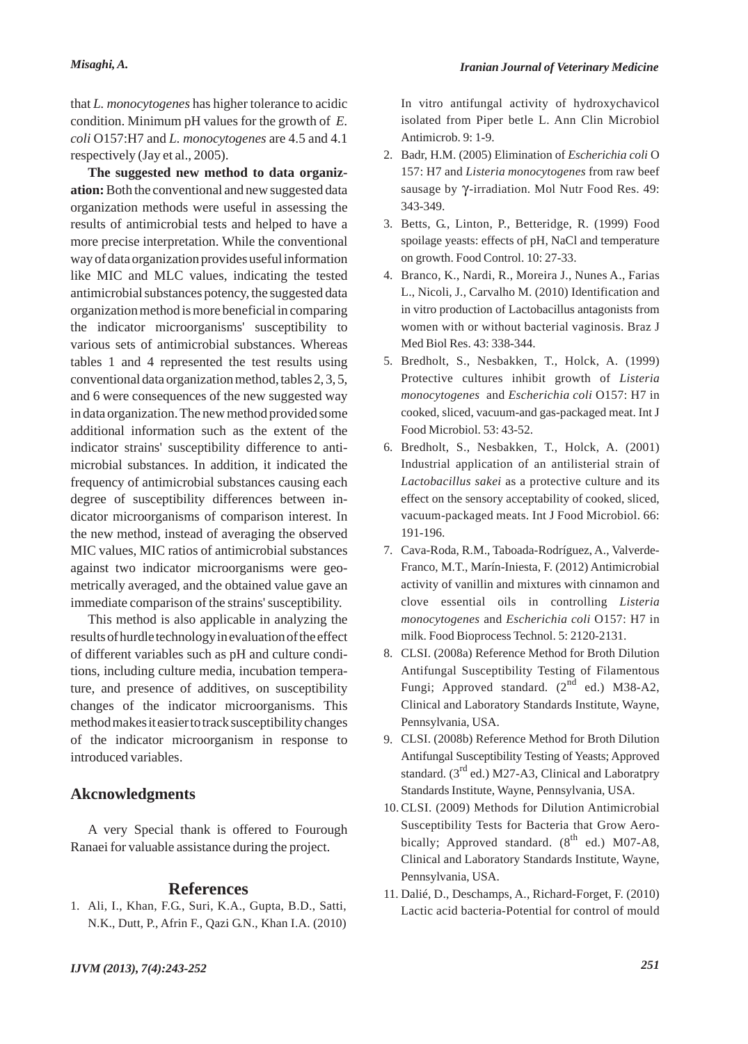that *L. monocytogenes* has higher tolerance to acidic condition. Minimum pH values for the growth of *E. coli* O157:H7 and *L. monocytogenes* are 4.5 and 4.1 respectively (Jay et al., 2005).

**The suggested new method to data organization:** Both the conventional and new suggested data organization methods were useful in assessing the results of antimicrobial tests and helped to have a more precise interpretation. While the conventional way of data organization provides useful information like MIC and MLC values, indicating the tested antimicrobial substances potency, the suggested data organization method is more beneficial in comparing the indicator microorganisms' susceptibility to various sets of antimicrobial substances. Whereas tables 1 and 4 represented the test results using conventional data organization method, tables 2, 3, 5, and 6 were consequences of the new suggested way in data organization. The new method provided some additional information such as the extent of the indicator strains' susceptibility difference to antimicrobial substances. In addition, it indicated the frequency of antimicrobial substances causing each degree of susceptibility differences between indicator microorganisms of comparison interest. In the new method, instead of averaging the observed MIC values, MIC ratios of antimicrobial substances against two indicator microorganisms were geometrically averaged, and the obtained value gave an immediate comparison of the strains' susceptibility.

This method is also applicable in analyzing the results of hurdle technology in evaluation of the effect of different variables such as pH and culture conditions, including culture media, incubation temperature, and presence of additives, on susceptibility changes of the indicator microorganisms. This method makes it easier to track susceptibility changes of the indicator microorganism in response to introduced variables.

## Akcnowledgments

A very Special thank is offered to Fourough Ranaei for valuable assistance during the project.

## References

1. Ali, I., Khan, F.G., Suri, K.A., Gupta, B.D., Satti, N.K., Dutt, P., Afrin F., Qazi G.N., Khan I.A. (2010) In vitro antifungal activity of hydroxychavicol isolated from Piper betle L. Ann Clin Microbiol Antimicrob. 9: 1-9.
2. Badr, H.M. (2005) Elimination of *Escherichia coli* O 157: H7 and *Listeria monocytogenes* from raw beef sausage by $\gamma$-irradiation. Mol Nutr Food Res. 49: 343-349.
3. Betts, G., Linton, P., Betteridge, R. (1999) Food spoilage yeasts: effects of pH, NaCl and temperature on growth. Food Control. 10: 27-33.
4. Branco, K., Nardi, R., Moreira J., Nunes A., Farias L., Nicoli, J., Carvalho M. (2010) Identification and in vitro production of Lactobacillus antagonists from women with or without bacterial vaginosis. Braz J Med Biol Res. 43: 338-344.
5. Bredholt, S., Nesbakken, T., Holck, A. (1999) Protective cultures inhibit growth of *Listeria monocytogenes* and *Escherichia coli* O157: H7 in cooked, sliced, vacuum-and gas-packaged meat. Int J Food Microbiol. 53: 43-52.
6. Bredholt, S., Nesbakken, T., Holck, A. (2001) Industrial application of an antilisterial strain of *Lactobacillus sakei* as a protective culture and its effect on the sensory acceptability of cooked, sliced, vacuum-packaged meats. Int J Food Microbiol. 66: 191-196.
7. Cava-Roda, R.M., Taboada-Rodríguez, A., Valverde-Franco, M.T., Marín-Iniesta, F. (2012) Antimicrobial activity of vanillin and mixtures with cinnamon and clove essential oils in controlling *Listeria monocytogenes* and *Escherichia coli* O157: H7 in milk. Food Bioprocess Technol. 5: 2120-2131.
8. CLSI. (2008a) Reference Method for Broth Dilution Antifungal Susceptibility Testing of Filamentous Fungi; Approved standard. (2nd ed.) M38-A2, Clinical and Laboratory Standards Institute, Wayne, Pennsylvania, USA.
9. CLSI. (2008b) Reference Method for Broth Dilution Antifungal Susceptibility Testing of Yeasts; Approved standard. (3rd ed.) M27-A3, Clinical and Laboratpry Standards Institute, Wayne, Pennsylvania, USA.
10. CLSI. (2009) Methods for Dilution Antimicrobial Susceptibility Tests for Bacteria that Grow Aerobically; Approved standard. (8th ed.) M07-A8, Clinical and Laboratory Standards Institute, Wayne, Pennsylvania, USA.
11. Dalié, D., Deschamps, A., Richard-Forget, F. (2010) Lactic acid bacteria-Potential for control of mould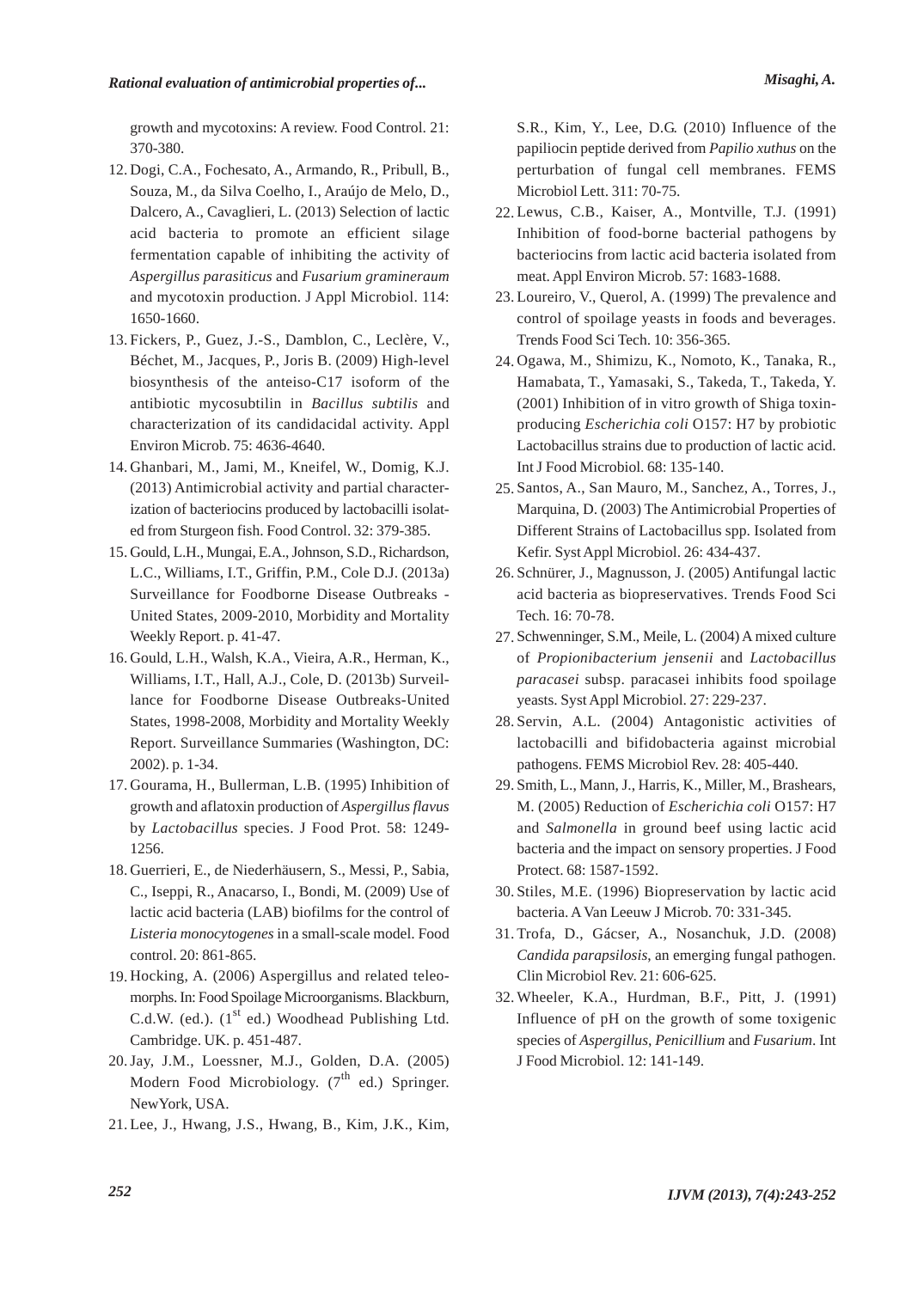growth and mycotoxins: A review. Food Control. 21: 370-380.

12. Dogi, C.A., Fochesato, A., Armando, R., Pribull, B., Souza, M., da Silva Coelho, I., Araújo de Melo, D., Dalcero, A., Cavaglieri, L. (2013) Selection of lactic acid bacteria to promote an efficient silage fermentation capable of inhibiting the activity of *Aspergillus parasiticus* and *Fusarium gramineraum* and mycotoxin production. J Appl Microbiol. 114: 1650-1660.
13. Fickers, P., Guez, J.-S., Damblon, C., Leclère, V., Béchet, M., Jacques, P., Joris B. (2009) High-level biosynthesis of the anteiso-C17 isoform of the antibiotic mycosubtilin in *Bacillus subtilis* and characterization of its candidacidal activity. Appl Environ Microb. 75: 4636-4640.
14. Ghanbari, M., Jami, M., Kneifel, W., Domig, K.J. (2013) Antimicrobial activity and partial characterization of bacteriocins produced by lactobacilli isolated from Sturgeon fish. Food Control. 32: 379-385.
15. Gould, L.H., Mungai, E.A., Johnson, S.D., Richardson, L.C., Williams, I.T., Griffin, P.M., Cole D.J. (2013a) Surveillance for Foodborne Disease Outbreaks - United States, 2009-2010, Morbidity and Mortality Weekly Report. p. 41-47.
16. Gould, L.H., Walsh, K.A., Vieira, A.R., Herman, K., Williams, I.T., Hall, A.J., Cole, D. (2013b) Surveillance for Foodborne Disease Outbreaks-United States, 1998-2008, Morbidity and Mortality Weekly Report. Surveillance Summaries (Washington, DC: 2002). p. 1-34.
17. Gourama, H., Bullerman, L.B. (1995) Inhibition of growth and aflatoxin production of *Aspergillus flavus* by *Lactobacillus* species. J Food Prot. 58: 1249-1256.
18. Guerrieri, E., de Niederhäusern, S., Messi, P., Sabia, C., Iseppi, R., Anacarso, I., Bondi, M. (2009) Use of lactic acid bacteria (LAB) biofilms for the control of *Listeria monocytogenes* in a small-scale model. Food control. 20: 861-865.
19. Hocking, A. (2006) Aspergillus and related teleomorphs. In: Food Spoilage Microorganisms. Blackburn, C.d.W. (ed.). (1st ed.) Woodhead Publishing Ltd. Cambridge. UK. p. 451-487.
20. Jay, J.M., Loessner, M.J., Golden, D.A. (2005) Modern Food Microbiology. (7th ed.) Springer. NewYork, USA.
21. Lee, J., Hwang, J.S., Hwang, B., Kim, J.K., Kim, S.R., Kim, Y., Lee, D.G. (2010) Influence of the papiliocin peptide derived from *Papilio xuthus* on the perturbation of fungal cell membranes. FEMS Microbiol Lett. 311: 70-75.
22. Lewus, C.B., Kaiser, A., Montville, T.J. (1991) Inhibition of food-borne bacterial pathogens by bacteriocins from lactic acid bacteria isolated from meat. Appl Environ Microb. 57: 1683-1688.
23. Loureiro, V., Querol, A. (1999) The prevalence and control of spoilage yeasts in foods and beverages. Trends Food Sci Tech. 10: 356-365.
24. Ogawa, M., Shimizu, K., Nomoto, K., Tanaka, R., Hamabata, T., Yamasaki, S., Takeda, T., Takeda, Y. (2001) Inhibition of in vitro growth of Shiga toxin-producing *Escherichia coli* O157: H7 by probiotic Lactobacillus strains due to production of lactic acid. Int J Food Microbiol. 68: 135-140.
25. Santos, A., San Mauro, M., Sanchez, A., Torres, J., Marquina, D. (2003) The Antimicrobial Properties of Different Strains of Lactobacillus spp. Isolated from Kefir. Syst Appl Microbiol. 26: 434-437.
26. Schnürer, J., Magnusson, J. (2005) Antifungal lactic acid bacteria as biopreservatives. Trends Food Sci Tech. 16: 70-78.
27. Schwenninger, S.M., Meile, L. (2004) A mixed culture of *Propionibacterium jensenii* and *Lactobacillus paracasei* subsp. paracasei inhibits food spoilage yeasts. Syst Appl Microbiol. 27: 229-237.
28. Servin, A.L. (2004) Antagonistic activities of lactobacilli and bifidobacteria against microbial pathogens. FEMS Microbiol Rev. 28: 405-440.
29. Smith, L., Mann, J., Harris, K., Miller, M., Brashears, M. (2005) Reduction of *Escherichia coli* O157: H7 and *Salmonella* in ground beef using lactic acid bacteria and the impact on sensory properties. J Food Protect. 68: 1587-1592.
30. Stiles, M.E. (1996) Biopreservation by lactic acid bacteria. A Van Leeuw J Microb. 70: 331-345.
31. Trofa, D., Gácser, A., Nosanchuk, J.D. (2008) *Candida parapsilosis*, an emerging fungal pathogen. Clin Microbiol Rev. 21: 606-625.
32. Wheeler, K.A., Hurdman, B.F., Pitt, J. (1991) Influence of pH on the growth of some toxigenic species of *Aspergillus*, *Penicillium* and *Fusarium*. Int J Food Microbiol. 12: 141-149.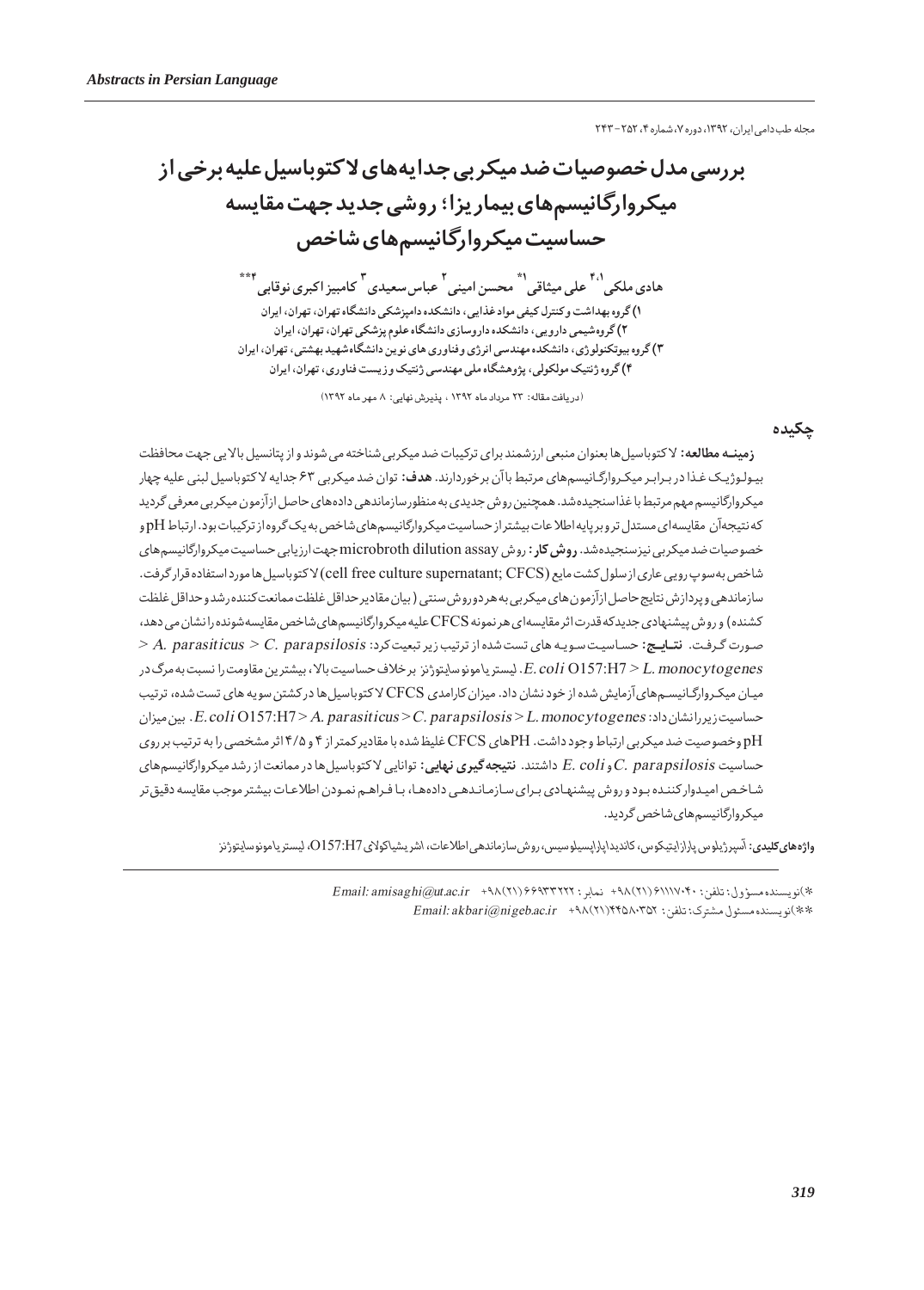# بررسی مدل خصوصیات ضد میکربی جدایه‌های لاکتوباسیل علیه برخی از میکروارگانیسم‌های بیماریزا؛ روشی جدید جهت مقایسه حساسیت میکروارگانیسم‌های شاخص

هادی ملکی[۱،۴] علی میثاقی[۱*] محسن امینی[۲] عباس سعیدی[۳] کامبیز اکبری نوقابی[۴**]

۱) گروه بهداشت و کنترل کیفی مواد غذایی، دانشکده دامپزشکی دانشگاه تهران، تهران، ایران
۲) گروه شیمی دارویی، دانشکده داروسازی دانشگاه علوم پزشکی تهران، تهران، ایران
۳) گروه بیوتکنولوژی، دانشکده مهندسی انرژی و فناوری های نوین دانشگاه شهید بهشتی، تهران، ایران
۴) گروه ژنتیک مولکولی، پژوهشگاه ملی مهندسی ژنتیک و زیست فناوری، تهران، ایران

(دریافت مقاله: ۲۳ مرداد ماه ۱۳۹۲ ، پذیرش نهایی: ۸ مهر ماه ۱۳۹۲)

## چکیده

**زمینه مطالعه:** لاکتوباسیل‌ها بعنوان منبعی ارزشمند برای ترکیبات ضد میکربی شناخته می شوند و از پتانسیل بالایی جهت محافظت بیولوژیک غذا در برابر میکروارگانیسم‌های مرتبط با آن برخوردارند. **هدف:** توان ضد میکربی ۶۳ جدایه لاکتوباسیل لبنی علیه چهار میکروارگانیسم مهم مرتبط با غذا سنجیده شد. همچنین روش جدیدی به منظور سازماندهی داده‌های حاصل از آزمون میکربی معرفی گردید که نتیجه آن مقایسه‌ای مستدل‌تر و بر پایه اطلاعات بیشتر از حساسیت میکروارگانیسم‌های شاخص به یک گروه از ترکیبات بود. ارتباط pH و خصوصیات ضد میکربی نیز سنجیده شد. **روش کار:** روش microbroth dilution assay جهت ارزیابی حساسیت میکروارگانیسم‌های شاخص به سوپ رویی عاری از سلول کشت مایع (cell free culture supernatant; CFCS) لاکتوباسیل‌ها مورد استفاده قرار گرفت. سازماندهی و پردازش نتایج حاصل از آزمون‌های میکربی به هر دو روش سنتی (بیان مقادیر حداقل غلظت ممانعت کننده رشد و حداقل غلظت کشنده) و روش پیشنهادی جدید که قدرت اثر مقایسه‌ای هر نمونه CFCS علیه میکروارگانیسم‌های شاخص مقایسه شونده را نشان می دهد، صورت گرفت. **نتایج:** حساسیت سویه های تست شده از ترتیب زیر تبعیت کرد: *A. parasiticus* > *C. parapsilosis* > *E. coli* O157:H7 > *L. monocytogenes*. لیستریا مونوسایتوژنز برخلاف حساسیت بالا، بیشترین مقاومت را نسبت به مرگ در میان میکروارگانیسم‌های آزمایش شده از خود نشان داد. میزان کارامدی CFCS لاکتوباسیل‌ها در کشتن سویه های تست شده، ترتیب حساسیت زیر را نشان داد: *E. coli* O157:H7 > *A. parasiticus* > *C. parapsilosis* > *L. monocytogenes*. بین میزان pH و خصوصیت ضد میکربی ارتباط وجود داشت. pHهای CFCS غلیظ شده با مقادیر کمتر از ۴ و ۴/۵ اثر مشخصی را به ترتیب بر روی حساسیت *C. parapsilosis* و *E. coli* داشتند. **نتیجه گیری نهایی:** توانایی لاکتوباسیل‌ها در ممانعت از رشد میکروارگانیسم‌های شاخص امیدوارکننده بود و روش پیشنهادی برای سازماندهی داده‌ها، با فراهم نمودن اطلاعات بیشتر موجب مقایسه دقیق‌تر میکروارگانیسم‌های شاخص گردید.

**واژه‌های کلیدی:** آسپرژیلوس پارازیتیکوس، کاندیدا پاراپسیلوسیس، روش سازماندهی اطلاعات، اشریشیا کولای O157:H7، لیستریا مونوسایتوژنز

*) نویسنده مسؤول: تلفن: ۶۱۱۱۷۰۴۰(۲۱)۹۸+ نمابر: ۶۶۹۳۳۲۲۲(۲۱)۹۸+ Email: amisaghi@ut.ac.ir

**) نویسنده مسئول مشترک: تلفن: ۴۴۵۸۰۳۵۲(۲۱)۹۸+ Email: akbari@nigeb.ac.ir